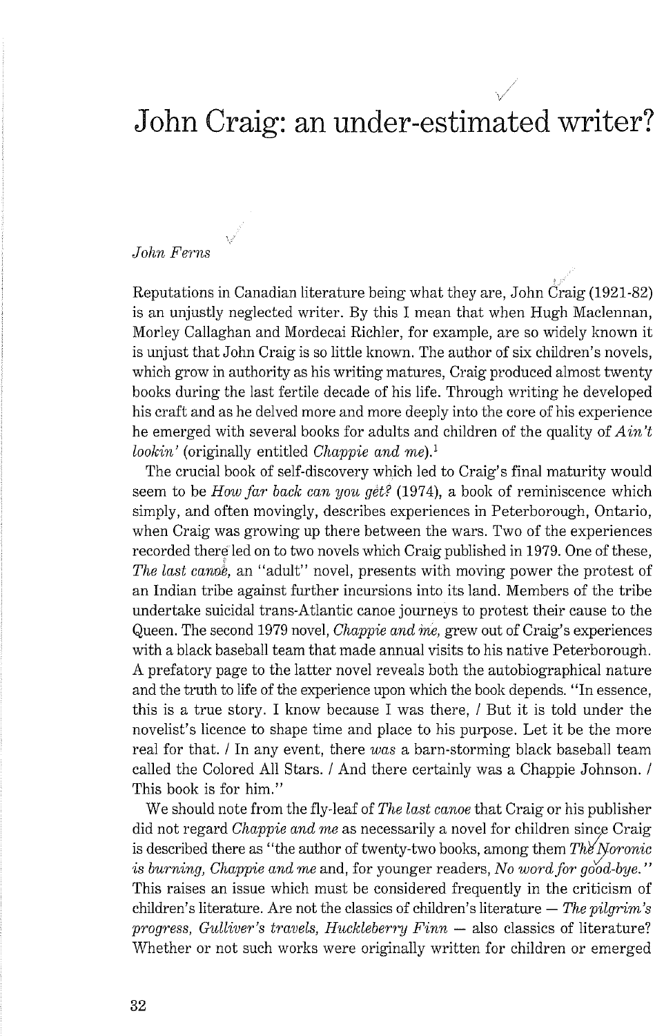# John Craig: an under-estimated writer?

*John Ferns*

Reputations in Canadian literature being what they are, John Craig (1921-82) is an unjustly neglected writer. By this I mean that when Hugh Maclennan, Morley Callaghan and Mordecai Richler, for example, are so widely known it is unjust that John Craig is so little known. The author of six children's novels, which grow in authority as his writing matures, Craig produced almost twenty books during the last fertile decade of his life. Through writing he developed his craft and as he delved more and more deeply into the core of his experience he emerged with several books for adults and children of the quality of *Ain't lookin'* (originally entitled *Chappie and me*).[1]

The crucial book of self-discovery which led to Craig's final maturity would seem to be *How far back can you get?* (1974), a book of reminiscence which simply, and often movingly, describes experiences in Peterborough, Ontario, when Craig was growing up there between the wars. Two of the experiences recorded there led on to two novels which Craig published in 1979. One of these, *The last canoe*, an "adult" novel, presents with moving power the protest of an Indian tribe against further incursions into its land. Members of the tribe undertake suicidal trans-Atlantic canoe journeys to protest their cause to the Queen. The second 1979 novel, *Chappie and me*, grew out of Craig's experiences with a black baseball team that made annual visits to his native Peterborough. A prefatory page to the latter novel reveals both the autobiographical nature and the truth to life of the experience upon which the book depends. "In essence, this is a true story. I know because I was there, / But it is told under the novelist's licence to shape time and place to his purpose. Let it be the more real for that. / In any event, there *was* a barn-storming black baseball team called the Colored All Stars. / And there certainly was a Chappie Johnson. / This book is for him."

We should note from the fly-leaf of *The last canoe* that Craig or his publisher did not regard *Chappie and me* as necessarily a novel for children since Craig is described there as "the author of twenty-two books, among them *The Noronic is burning, Chappie and me* and, for younger readers, *No word for good-bye.*" This raises an issue which must be considered frequently in the criticism of children's literature. Are not the classics of children's literature — *The pilgrim's progress, Gulliver's travels, Huckleberry Finn* — also classics of literature? Whether or not such works were originally written for children or emerged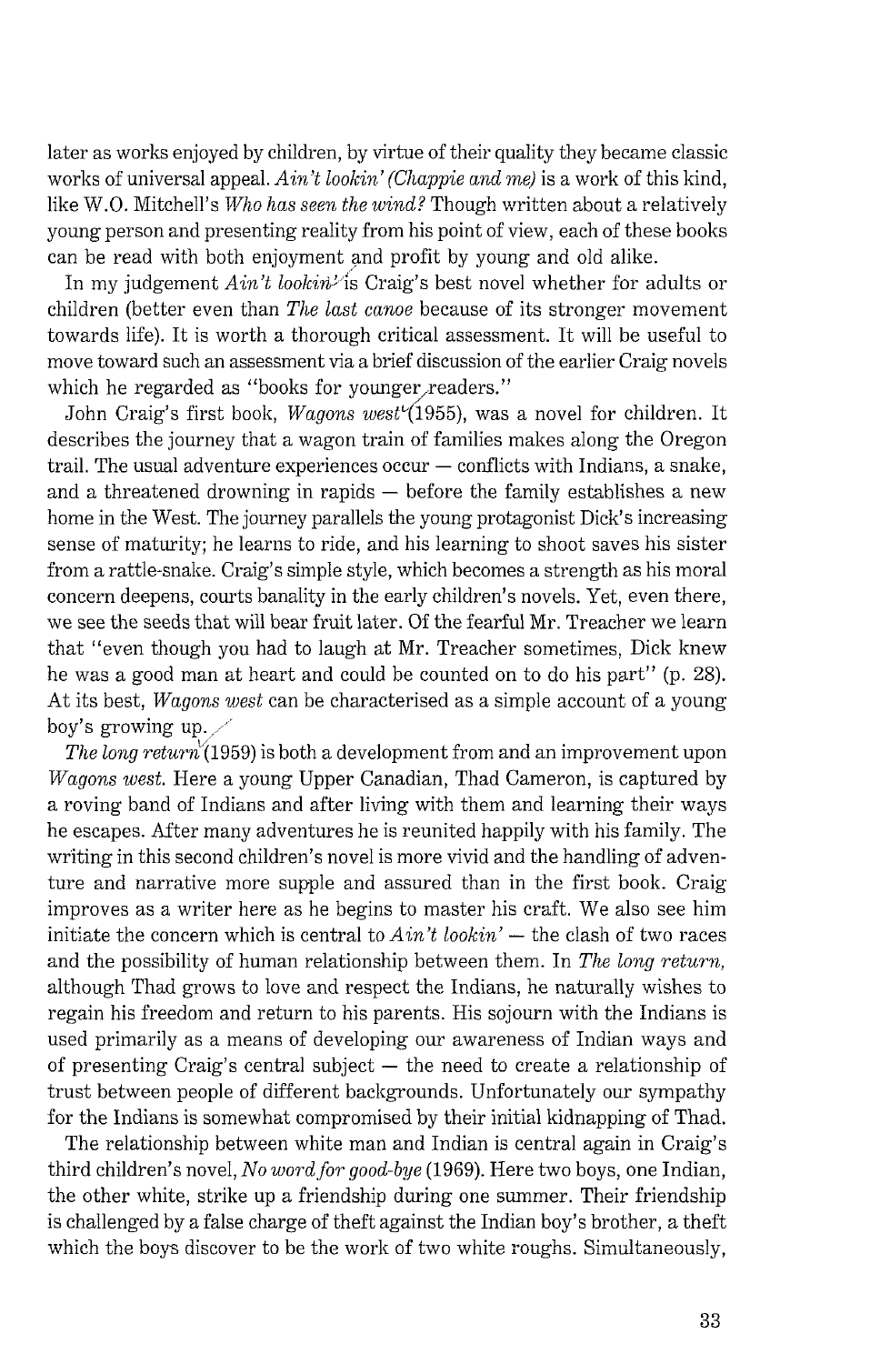later as works enjoyed by children, by virtue of their quality they became classic works of universal appeal. *Ain't lookin' (Chappie and me)* is a work of this kind, like W.O. Mitchell's *Who has seen the wind?* Though written about a relatively young person and presenting reality from his point of view, each of these books can be read with both enjoyment and profit by young and old alike.

In my judgement *Ain't lookin'* is Craig's best novel whether for adults or children (better even than *The last canoe* because of its stronger movement towards life). It is worth a thorough critical assessment. It will be useful to move toward such an assessment via a brief discussion of the earlier Craig novels which he regarded as "books for younger readers."

John Craig's first book, *Wagons west* (1955), was a novel for children. It describes the journey that a wagon train of families makes along the Oregon trail. The usual adventure experiences occur — conflicts with Indians, a snake, and a threatened drowning in rapids — before the family establishes a new home in the West. The journey parallels the young protagonist Dick's increasing sense of maturity; he learns to ride, and his learning to shoot saves his sister from a rattle-snake. Craig's simple style, which becomes a strength as his moral concern deepens, courts banality in the early children's novels. Yet, even there, we see the seeds that will bear fruit later. Of the fearful Mr. Treacher we learn that "even though you had to laugh at Mr. Treacher sometimes, Dick knew he was a good man at heart and could be counted on to do his part" (p. 28). At its best, *Wagons west* can be characterised as a simple account of a young boy's growing up.

*The long return* (1959) is both a development from and an improvement upon *Wagons west.* Here a young Upper Canadian, Thad Cameron, is captured by a roving band of Indians and after living with them and learning their ways he escapes. After many adventures he is reunited happily with his family. The writing in this second children's novel is more vivid and the handling of adventure and narrative more supple and assured than in the first book. Craig improves as a writer here as he begins to master his craft. We also see him initiate the concern which is central to *Ain't lookin'* — the clash of two races and the possibility of human relationship between them. In *The long return,* although Thad grows to love and respect the Indians, he naturally wishes to regain his freedom and return to his parents. His sojourn with the Indians is used primarily as a means of developing our awareness of Indian ways and of presenting Craig's central subject — the need to create a relationship of trust between people of different backgrounds. Unfortunately our sympathy for the Indians is somewhat compromised by their initial kidnapping of Thad.

The relationship between white man and Indian is central again in Craig's third children's novel, *No word for good-bye* (1969). Here two boys, one Indian, the other white, strike up a friendship during one summer. Their friendship is challenged by a false charge of theft against the Indian boy's brother, a theft which the boys discover to be the work of two white roughs. Simultaneously,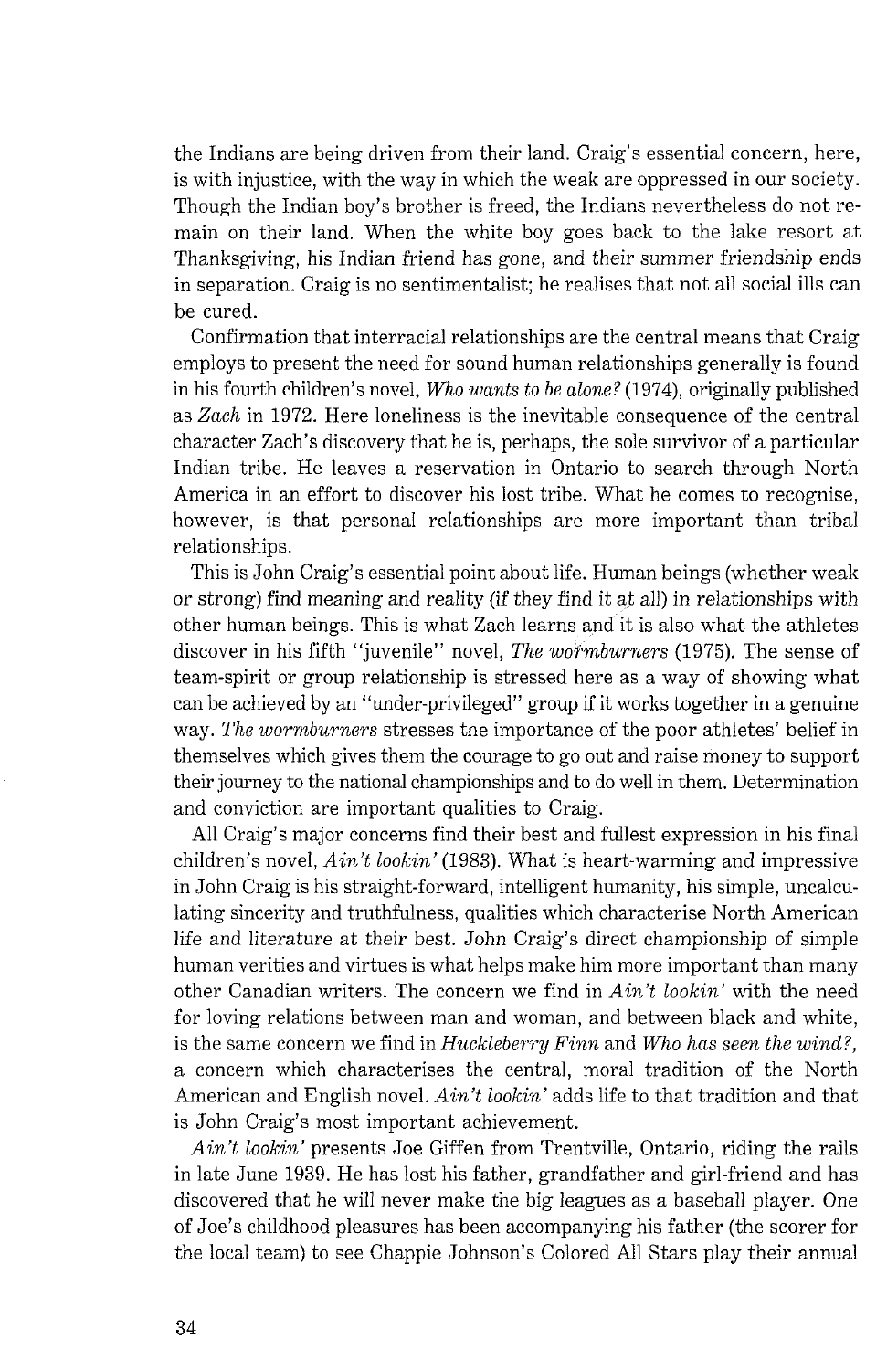the Indians are being driven from their land. Craig's essential concern, here, is with injustice, with the way in which the weak are oppressed in our society. Though the Indian boy's brother is freed, the Indians nevertheless do not remain on their land. When the white boy goes back to the lake resort at Thanksgiving, his Indian friend has gone, and their summer friendship ends in separation. Craig is no sentimentalist; he realises that not all social ills can be cured.

Confirmation that interracial relationships are the central means that Craig employs to present the need for sound human relationships generally is found in his fourth children's novel, *Who wants to be alone?* (1974), originally published as *Zach* in 1972. Here loneliness is the inevitable consequence of the central character Zach's discovery that he is, perhaps, the sole survivor of a particular Indian tribe. He leaves a reservation in Ontario to search through North America in an effort to discover his lost tribe. What he comes to recognise, however, is that personal relationships are more important than tribal relationships.

This is John Craig's essential point about life. Human beings (whether weak or strong) find meaning and reality (if they find it at all) in relationships with other human beings. This is what Zach learns and it is also what the athletes discover in his fifth "juvenile" novel, *The wormburners* (1975). The sense of team-spirit or group relationship is stressed here as a way of showing what can be achieved by an "under-privileged" group if it works together in a genuine way. *The wormburners* stresses the importance of the poor athletes' belief in themselves which gives them the courage to go out and raise money to support their journey to the national championships and to do well in them. Determination and conviction are important qualities to Craig.

All Craig's major concerns find their best and fullest expression in his final children's novel, *Ain't lookin'* (1983). What is heart-warming and impressive in John Craig is his straight-forward, intelligent humanity, his simple, uncalculating sincerity and truthfulness, qualities which characterise North American life and literature at their best. John Craig's direct championship of simple human verities and virtues is what helps make him more important than many other Canadian writers. The concern we find in *Ain't lookin'* with the need for loving relations between man and woman, and between black and white, is the same concern we find in *Huckleberry Finn* and *Who has seen the wind?*, a concern which characterises the central, moral tradition of the North American and English novel. *Ain't lookin'* adds life to that tradition and that is John Craig's most important achievement.

*Ain't lookin'* presents Joe Giffen from Trentville, Ontario, riding the rails in late June 1939. He has lost his father, grandfather and girl-friend and has discovered that he will never make the big leagues as a baseball player. One of Joe's childhood pleasures has been accompanying his father (the scorer for the local team) to see Chappie Johnson's Colored All Stars play their annual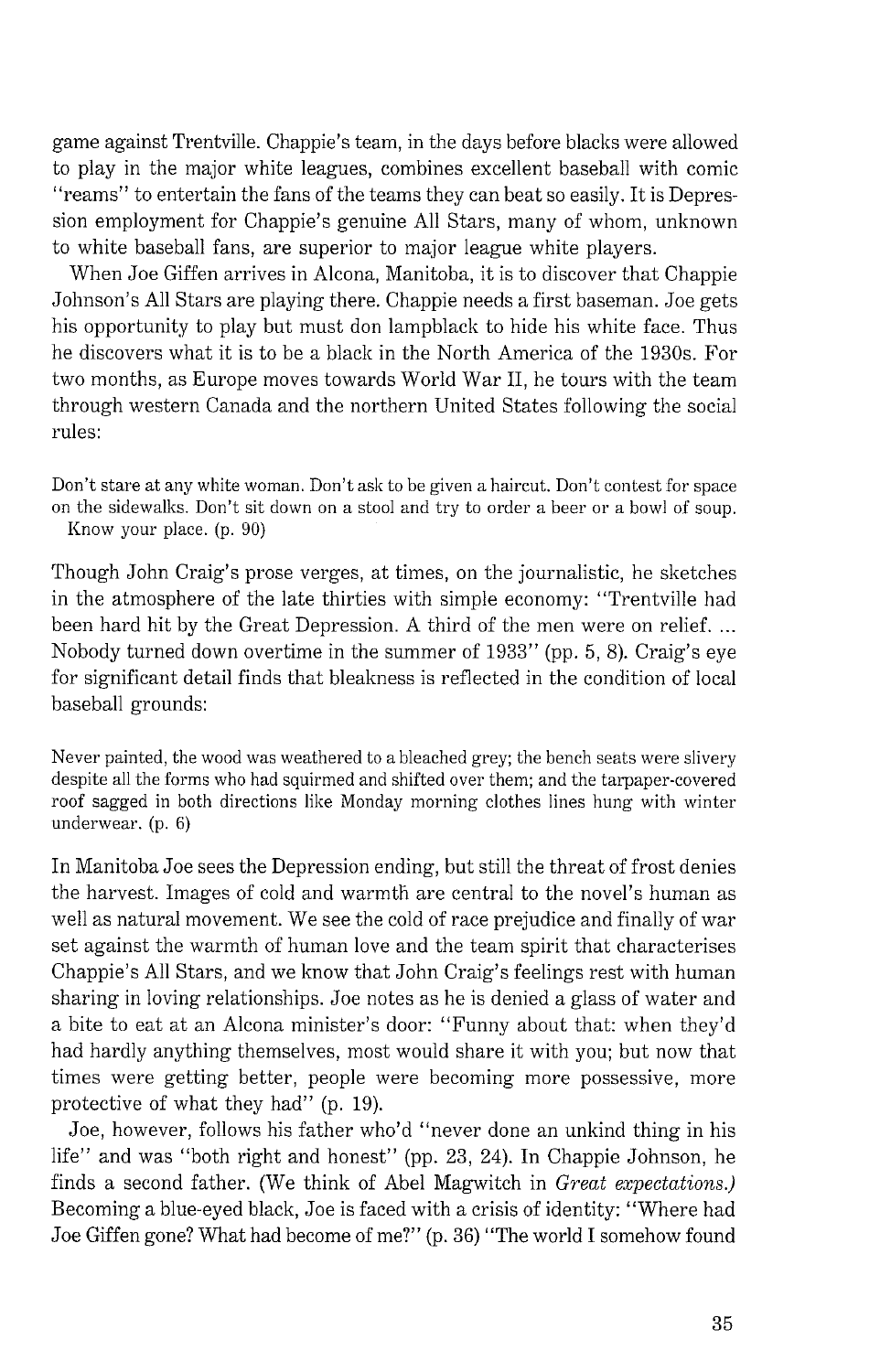game against Trentville. Chappie's team, in the days before blacks were allowed to play in the major white leagues, combines excellent baseball with comic "reams" to entertain the fans of the teams they can beat so easily. It is Depression employment for Chappie's genuine All Stars, many of whom, unknown to white baseball fans, are superior to major league white players.

When Joe Giffen arrives in Alcona, Manitoba, it is to discover that Chappie Johnson's All Stars are playing there. Chappie needs a first baseman. Joe gets his opportunity to play but must don lampblack to hide his white face. Thus he discovers what it is to be a black in the North America of the 1930s. For two months, as Europe moves towards World War II, he tours with the team through western Canada and the northern United States following the social rules:

> Don't stare at any white woman. Don't ask to be given a haircut. Don't contest for space on the sidewalks. Don't sit down on a stool and try to order a beer or a bowl of soup. Know your place. (p. 90)

Though John Craig's prose verges, at times, on the journalistic, he sketches in the atmosphere of the late thirties with simple economy: "Trentville had been hard hit by the Great Depression. A third of the men were on relief. ... Nobody turned down overtime in the summer of 1933" (pp. 5, 8). Craig's eye for significant detail finds that bleakness is reflected in the condition of local baseball grounds:

> Never painted, the wood was weathered to a bleached grey; the bench seats were slivery despite all the forms who had squirmed and shifted over them; and the tarpaper-covered roof sagged in both directions like Monday morning clothes lines hung with winter underwear. (p. 6)

In Manitoba Joe sees the Depression ending, but still the threat of frost denies the harvest. Images of cold and warmth are central to the novel's human as well as natural movement. We see the cold of race prejudice and finally of war set against the warmth of human love and the team spirit that characterises Chappie's All Stars, and we know that John Craig's feelings rest with human sharing in loving relationships. Joe notes as he is denied a glass of water and a bite to eat at an Alcona minister's door: "Funny about that: when they'd had hardly anything themselves, most would share it with you; but now that times were getting better, people were becoming more possessive, more protective of what they had" (p. 19).

Joe, however, follows his father who'd "never done an unkind thing in his life" and was "both right and honest" (pp. 23, 24). In Chappie Johnson, he finds a second father. (We think of Abel Magwitch in *Great expectations.*) Becoming a blue-eyed black, Joe is faced with a crisis of identity: "Where had Joe Giffen gone? What had become of me?" (p. 36) "The world I somehow found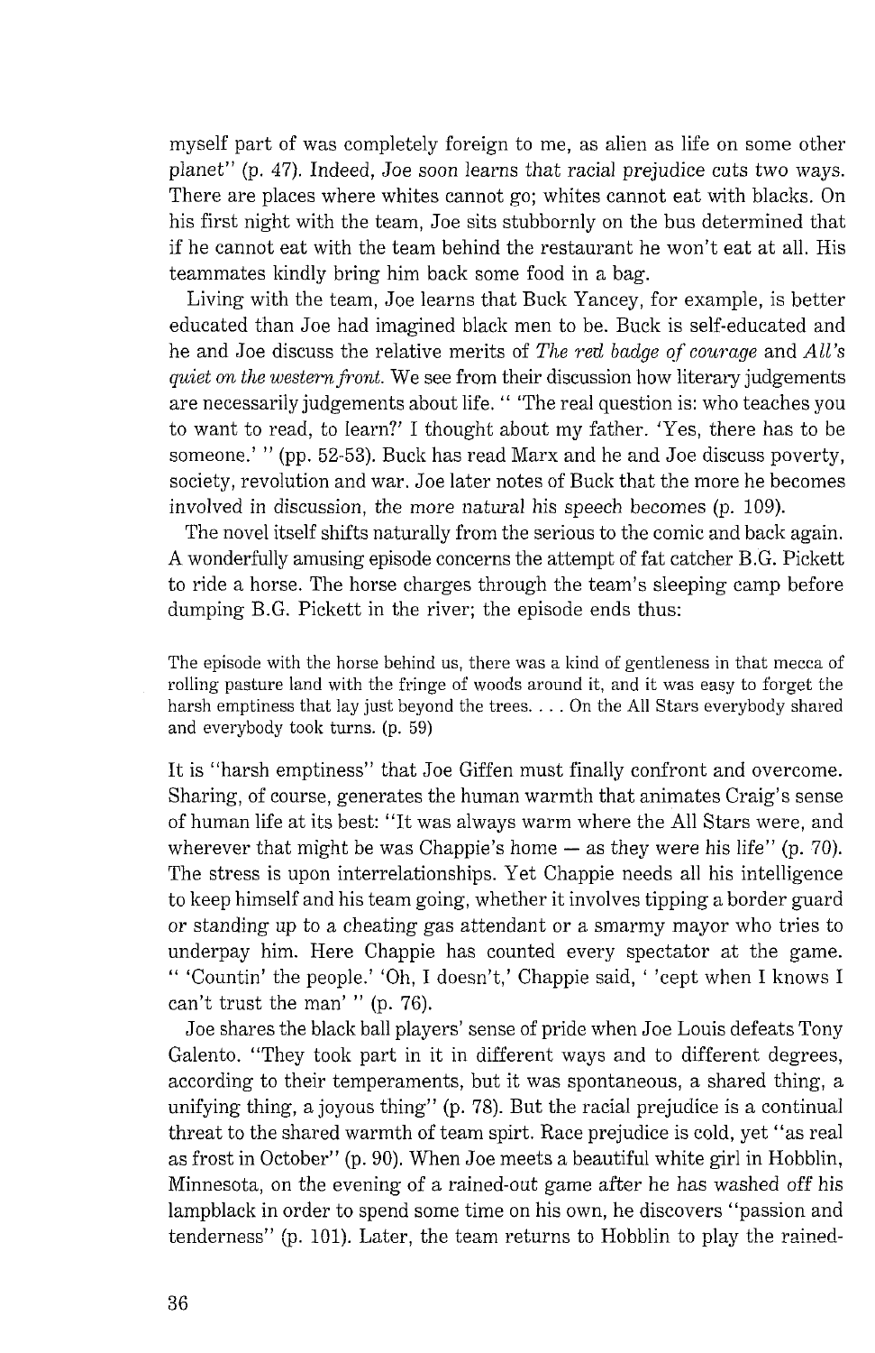myself part of was completely foreign to me, as alien as life on some other planet" (p. 47). Indeed, Joe soon learns that racial prejudice cuts two ways. There are places where whites cannot go; whites cannot eat with blacks. On his first night with the team, Joe sits stubbornly on the bus determined that if he cannot eat with the team behind the restaurant he won't eat at all. His teammates kindly bring him back some food in a bag.

Living with the team, Joe learns that Buck Yancey, for example, is better educated than Joe had imagined black men to be. Buck is self-educated and he and Joe discuss the relative merits of *The red badge of courage* and *All's quiet on the western front.* We see from their discussion how literary judgements are necessarily judgements about life. " 'The real question is: who teaches you to want to read, to learn?' I thought about my father. 'Yes, there has to be someone.' " (pp. 52-53). Buck has read Marx and he and Joe discuss poverty, society, revolution and war. Joe later notes of Buck that the more he becomes involved in discussion, the more natural his speech becomes (p. 109).

The novel itself shifts naturally from the serious to the comic and back again. A wonderfully amusing episode concerns the attempt of fat catcher B.G. Pickett to ride a horse. The horse charges through the team's sleeping camp before dumping B.G. Pickett in the river; the episode ends thus:

> The episode with the horse behind us, there was a kind of gentleness in that mecca of rolling pasture land with the fringe of woods around it, and it was easy to forget the harsh emptiness that lay just beyond the trees. . . . On the All Stars everybody shared and everybody took turns. (p. 59)

It is "harsh emptiness" that Joe Giffen must finally confront and overcome. Sharing, of course, generates the human warmth that animates Craig's sense of human life at its best: "It was always warm where the All Stars were, and wherever that might be was Chappie's home — as they were his life" (p. 70). The stress is upon interrelationships. Yet Chappie needs all his intelligence to keep himself and his team going, whether it involves tipping a border guard or standing up to a cheating gas attendant or a smarmy mayor who tries to underpay him. Here Chappie has counted every spectator at the game. " 'Countin' the people.' 'Oh, I doesn't,' Chappie said, ' 'cept when I knows I can't trust the man' " (p. 76).

Joe shares the black ball players' sense of pride when Joe Louis defeats Tony Galento. "They took part in it in different ways and to different degrees, according to their temperaments, but it was spontaneous, a shared thing, a unifying thing, a joyous thing" (p. 78). But the racial prejudice is a continual threat to the shared warmth of team spirt. Race prejudice is cold, yet "as real as frost in October" (p. 90). When Joe meets a beautiful white girl in Hobblin, Minnesota, on the evening of a rained-out game after he has washed off his lampblack in order to spend some time on his own, he discovers "passion and tenderness" (p. 101). Later, the team returns to Hobblin to play the rained-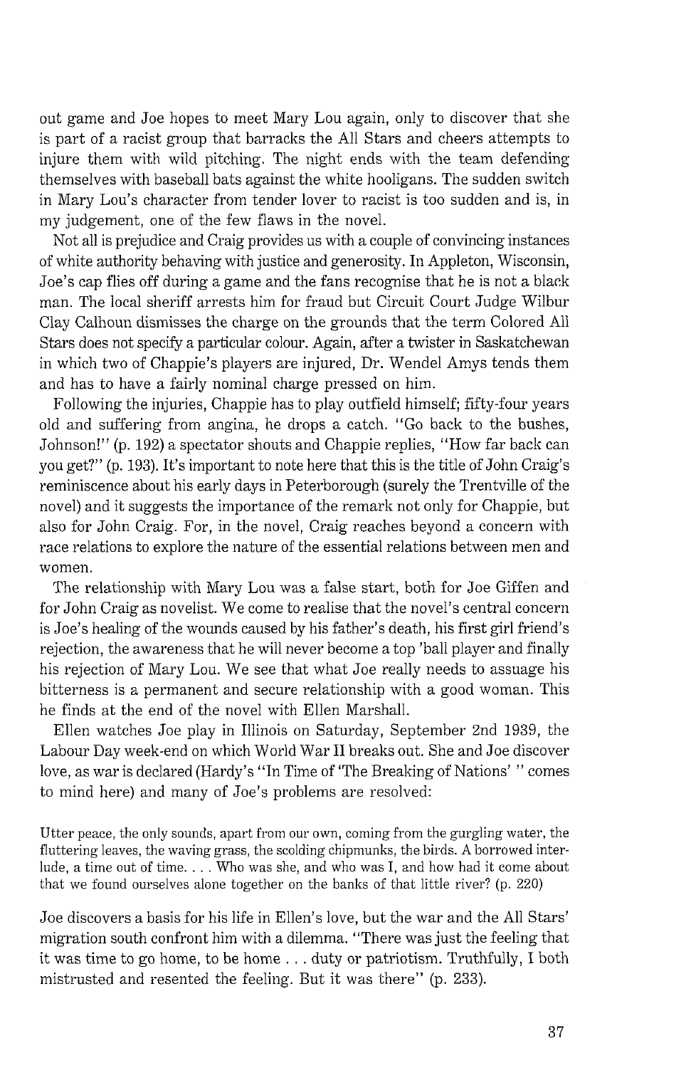out game and Joe hopes to meet Mary Lou again, only to discover that she is part of a racist group that barracks the All Stars and cheers attempts to injure them with wild pitching. The night ends with the team defending themselves with baseball bats against the white hooligans. The sudden switch in Mary Lou's character from tender lover to racist is too sudden and is, in my judgement, one of the few flaws in the novel.

Not all is prejudice and Craig provides us with a couple of convincing instances of white authority behaving with justice and generosity. In Appleton, Wisconsin, Joe's cap flies off during a game and the fans recognise that he is not a black man. The local sheriff arrests him for fraud but Circuit Court Judge Wilbur Clay Calhoun dismisses the charge on the grounds that the term Colored All Stars does not specify a particular colour. Again, after a twister in Saskatchewan in which two of Chappie's players are injured, Dr. Wendel Amys tends them and has to have a fairly nominal charge pressed on him.

Following the injuries, Chappie has to play outfield himself; fifty-four years old and suffering from angina, he drops a catch. "Go back to the bushes, Johnson!" (p. 192) a spectator shouts and Chappie replies, "How far back can you get?" (p. 193). It's important to note here that this is the title of John Craig's reminiscence about his early days in Peterborough (surely the Trentville of the novel) and it suggests the importance of the remark not only for Chappie, but also for John Craig. For, in the novel, Craig reaches beyond a concern with race relations to explore the nature of the essential relations between men and women.

The relationship with Mary Lou was a false start, both for Joe Giffen and for John Craig as novelist. We come to realise that the novel's central concern is Joe's healing of the wounds caused by his father's death, his first girl friend's rejection, the awareness that he will never become a top 'ball player and finally his rejection of Mary Lou. We see that what Joe really needs to assuage his bitterness is a permanent and secure relationship with a good woman. This he finds at the end of the novel with Ellen Marshall.

Ellen watches Joe play in Illinois on Saturday, September 2nd 1939, the Labour Day week-end on which World War II breaks out. She and Joe discover love, as war is declared (Hardy's "In Time of 'The Breaking of Nations' " comes to mind here) and many of Joe's problems are resolved:

> Utter peace, the only sounds, apart from our own, coming from the gurgling water, the fluttering leaves, the waving grass, the scolding chipmunks, the birds. A borrowed interlude, a time out of time. . . . Who was she, and who was I, and how had it come about that we found ourselves alone together on the banks of that little river? (p. 220)

Joe discovers a basis for his life in Ellen's love, but the war and the All Stars' migration south confront him with a dilemma. "There was just the feeling that it was time to go home, to be home . . . duty or patriotism. Truthfully, I both mistrusted and resented the feeling. But it was there" (p. 233).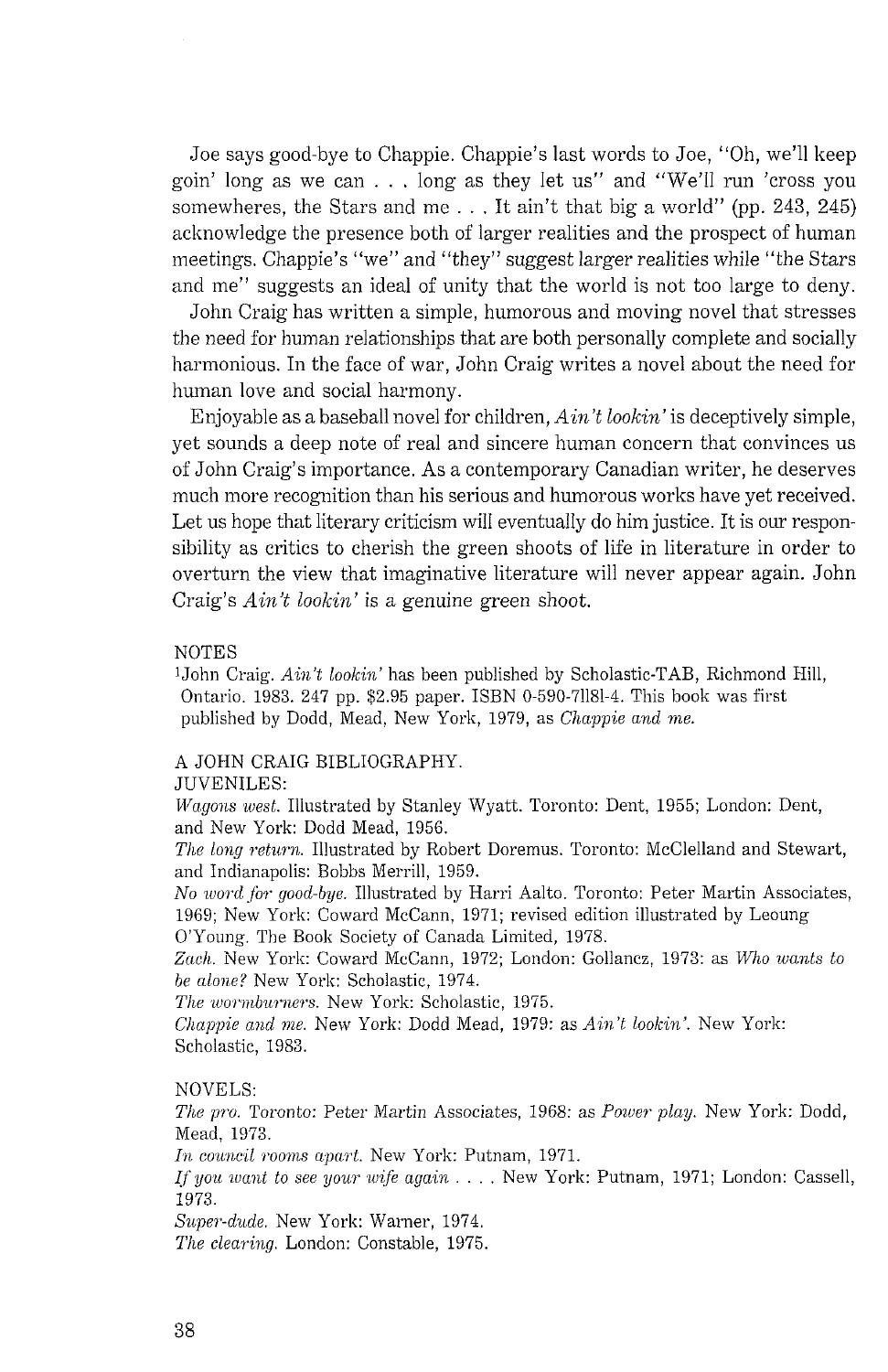Joe says good-bye to Chappie. Chappie's last words to Joe, "Oh, we'll keep goin' long as we can . . . long as they let us" and "We'll run 'cross you somewheres, the Stars and me . . . It ain't that big a world" (pp. 243, 245) acknowledge the presence both of larger realities and the prospect of human meetings. Chappie's "we" and "they" suggest larger realities while "the Stars and me" suggests an ideal of unity that the world is not too large to deny.

John Craig has written a simple, humorous and moving novel that stresses the need for human relationships that are both personally complete and socially harmonious. In the face of war, John Craig writes a novel about the need for human love and social harmony.

Enjoyable as a baseball novel for children, *Ain't lookin'* is deceptively simple, yet sounds a deep note of real and sincere human concern that convinces us of John Craig's importance. As a contemporary Canadian writer, he deserves much more recognition than his serious and humorous works have yet received. Let us hope that literary criticism will eventually do him justice. It is our responsibility as critics to cherish the green shoots of life in literature in order to overturn the view that imaginative literature will never appear again. John Craig's *Ain't lookin'* is a genuine green shoot.

NOTES

[1]John Craig. *Ain't lookin'* has been published by Scholastic-TAB, Richmond Hill, Ontario. 1983. 247 pp. $2.95 paper. ISBN 0-590-71181-4. This book was first published by Dodd, Mead, New York, 1979, as *Chappie and me.*

A JOHN CRAIG BIBLIOGRAPHY.

JUVENILES:

*Wagons west.* Illustrated by Stanley Wyatt. Toronto: Dent, 1955; London: Dent, and New York: Dodd Mead, 1956.

*The long return.* Illustrated by Robert Doremus. Toronto: McClelland and Stewart, and Indianapolis: Bobbs Merrill, 1959.

*No word for good-bye.* Illustrated by Harri Aalto. Toronto: Peter Martin Associates, 1969; New York: Coward McCann, 1971; revised edition illustrated by Leoung O'Young. The Book Society of Canada Limited, 1978.

*Zach.* New York: Coward McCann, 1972; London: Gollancz, 1973: as *Who wants to be alone?* New York: Scholastic, 1974.

*The wormburners.* New York: Scholastic, 1975.

*Chappie and me.* New York: Dodd Mead, 1979: as *Ain't lookin'.* New York: Scholastic, 1983.

NOVELS:

*The pro.* Toronto: Peter Martin Associates, 1968: as *Power play.* New York: Dodd, Mead, 1973.

*In council rooms apart.* New York: Putnam, 1971.

*If you want to see your wife again . . . .* New York: Putnam, 1971; London: Cassell, 1973.

*Super-dude.* New York: Warner, 1974.

*The clearing.* London: Constable, 1975.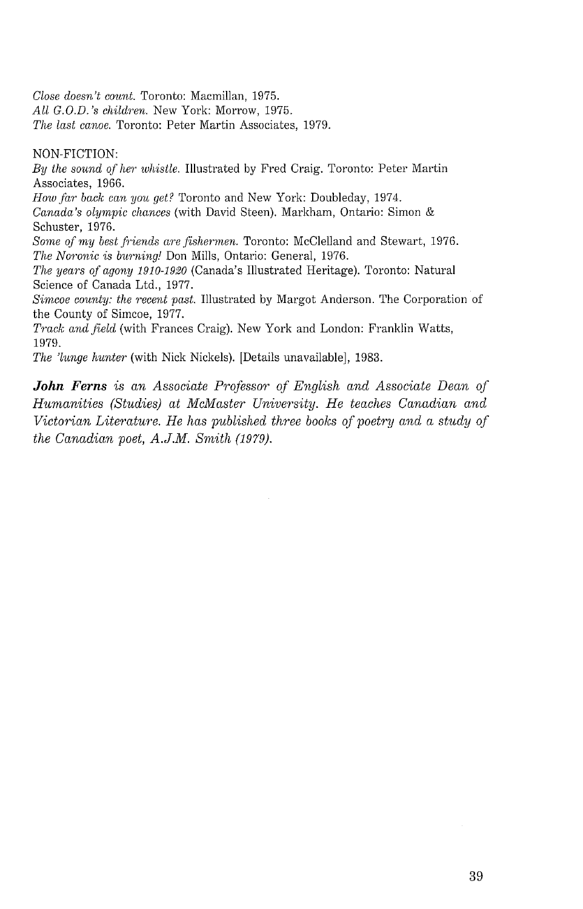*Close doesn't count.* Toronto: Macmillan, 1975.
*All G.O.D.'s children.* New York: Morrow, 1975.
*The last canoe.* Toronto: Peter Martin Associates, 1979.

NON-FICTION:
*By the sound of her whistle.* Illustrated by Fred Craig. Toronto: Peter Martin Associates, 1966.
*How far back can you get?* Toronto and New York: Doubleday, 1974.
*Canada's olympic chances* (with David Steen). Markham, Ontario: Simon & Schuster, 1976.
*Some of my best friends are fishermen.* Toronto: McClelland and Stewart, 1976.
*The Noronic is burning!* Don Mills, Ontario: General, 1976.
*The years of agony 1910-1920* (Canada's Illustrated Heritage). Toronto: Natural Science of Canada Ltd., 1977.
*Simcoe county: the recent past.* Illustrated by Margot Anderson. The Corporation of the County of Simcoe, 1977.
*Track and field* (with Frances Craig). New York and London: Franklin Watts, 1979.
*The 'lunge hunter* (with Nick Nickels). [Details unavailable], 1983.

***John Ferns** is an Associate Professor of English and Associate Dean of Humanities (Studies) at McMaster University. He teaches Canadian and Victorian Literature. He has published three books of poetry and a study of the Canadian poet, A.J.M. Smith (1979).*